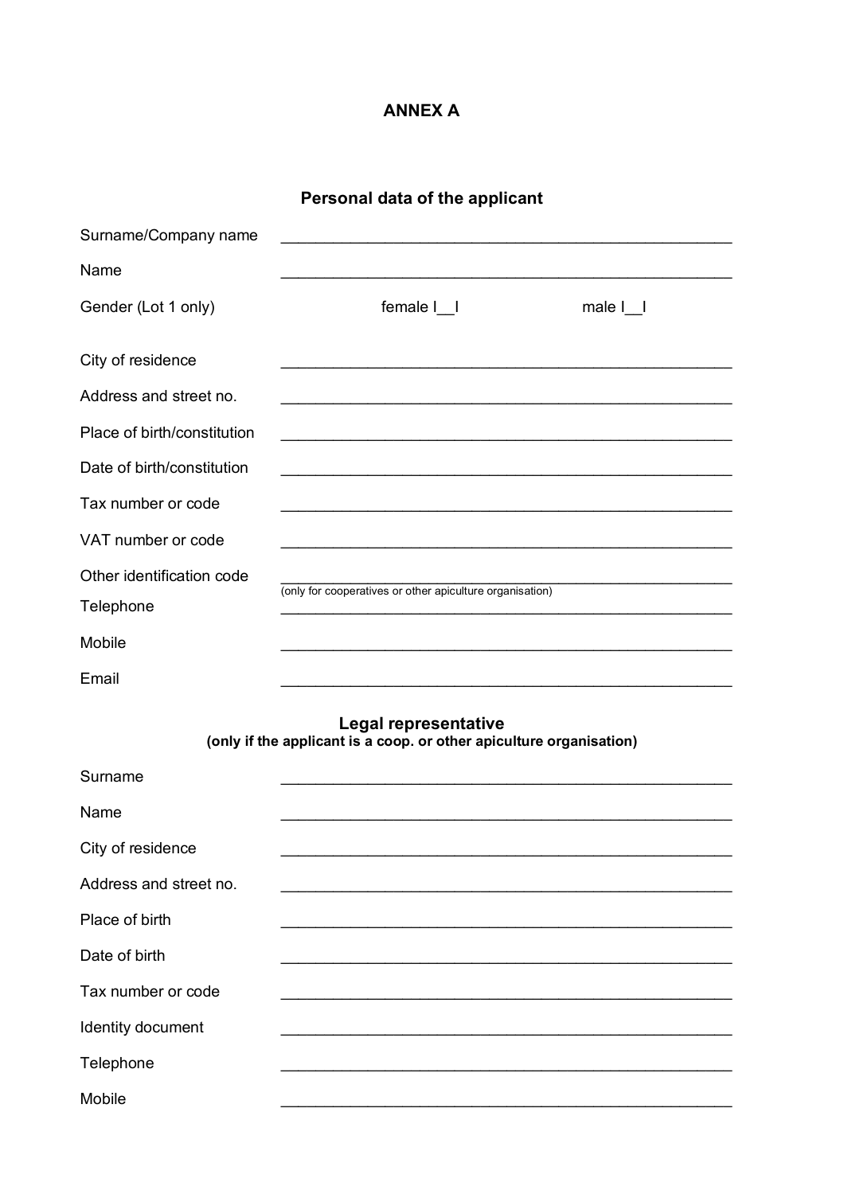# ANNEX A

## Personal data of the applicant

Surname/Company name ____________________________________________________

Name ____________________________________________________

Gender (Lot 1 only) female I__I male I__I

City of residence ____________________________________________________

Address and street no. ____________________________________________________

Place of birth/constitution ____________________________________________________

Date of birth/constitution ____________________________________________________

Tax number or code ____________________________________________________

VAT number or code ____________________________________________________

Other identification code ____________________________________________________
(only for cooperatives or other apiculture organisation)

Telephone ____________________________________________________

Mobile ____________________________________________________

Email ____________________________________________________

## Legal representative

**(only if the applicant is a coop. or other apiculture organisation)**

Surname ____________________________________________________

Name ____________________________________________________

City of residence ____________________________________________________

Address and street no. ____________________________________________________

Place of birth ____________________________________________________

Date of birth ____________________________________________________

Tax number or code ____________________________________________________

Identity document ____________________________________________________

Telephone ____________________________________________________

Mobile ____________________________________________________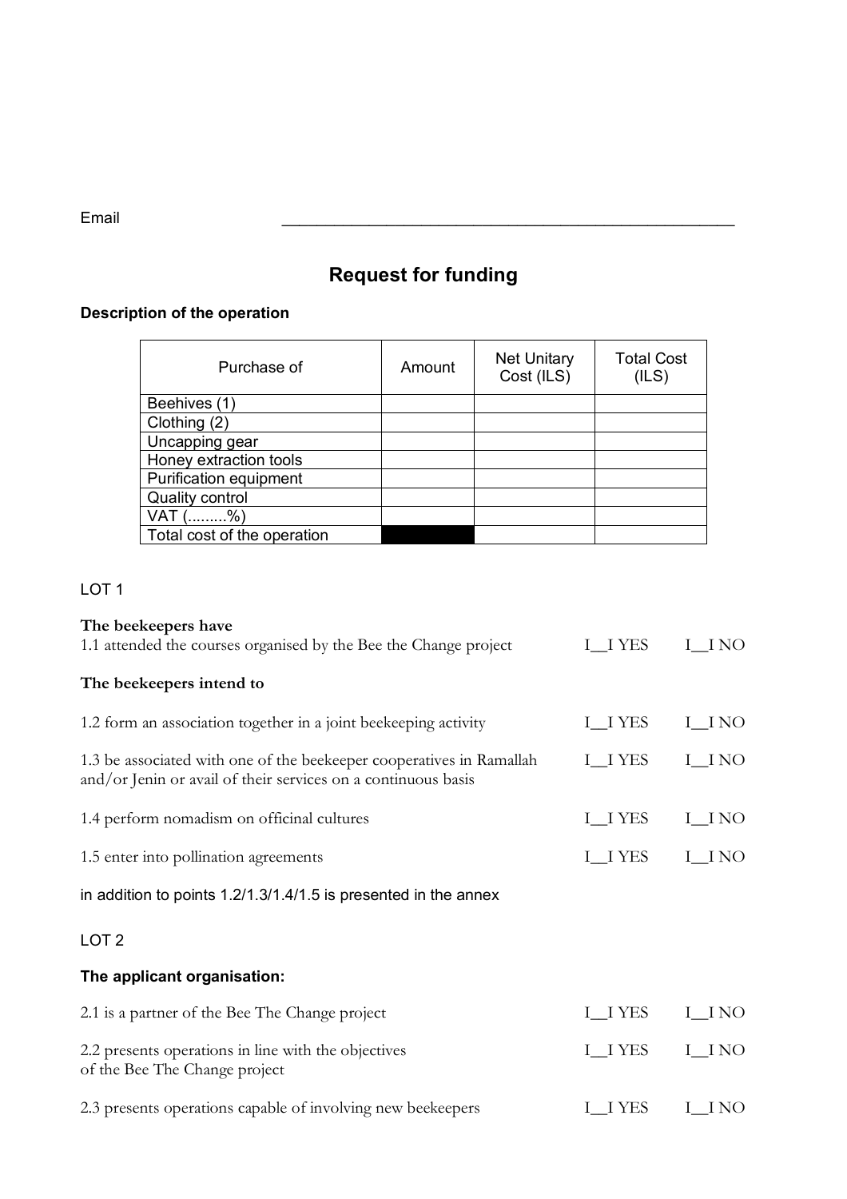Email ___________________________________________________

## Request for funding

**Description of the operation**

| Purchase of | Amount | Net Unitary Cost (ILS) | Total Cost (ILS) |
|---|---|---|---|
| Beehives (1) | | | |
| Clothing (2) | | | |
| Uncapping gear | | | |
| Honey extraction tools | | | |
| Purification equipment | | | |
| Quality control | | | |
| VAT (.........%) | | | |
| Total cost of the operation | | | |

LOT 1

**The beekeepers have**

1.1 attended the courses organised by the Bee the Change project I__I YES I__I NO

**The beekeepers intend to**

1.2 form an association together in a joint beekeeping activity I__I YES I__I NO

1.3 be associated with one of the beekeeper cooperatives in Ramallah and/or Jenin or avail of their services on a continuous basis I__I YES I__I NO

1.4 perform nomadism on officinal cultures I__I YES I__I NO

1.5 enter into pollination agreements I__I YES I__I NO

in addition to points 1.2/1.3/1.4/1.5 is presented in the annex

LOT 2

**The applicant organisation:**

2.1 is a partner of the Bee The Change project I__I YES I__I NO

2.2 presents operations in line with the objectives of the Bee The Change project I__I YES I__I NO

2.3 presents operations capable of involving new beekeepers I__I YES I__I NO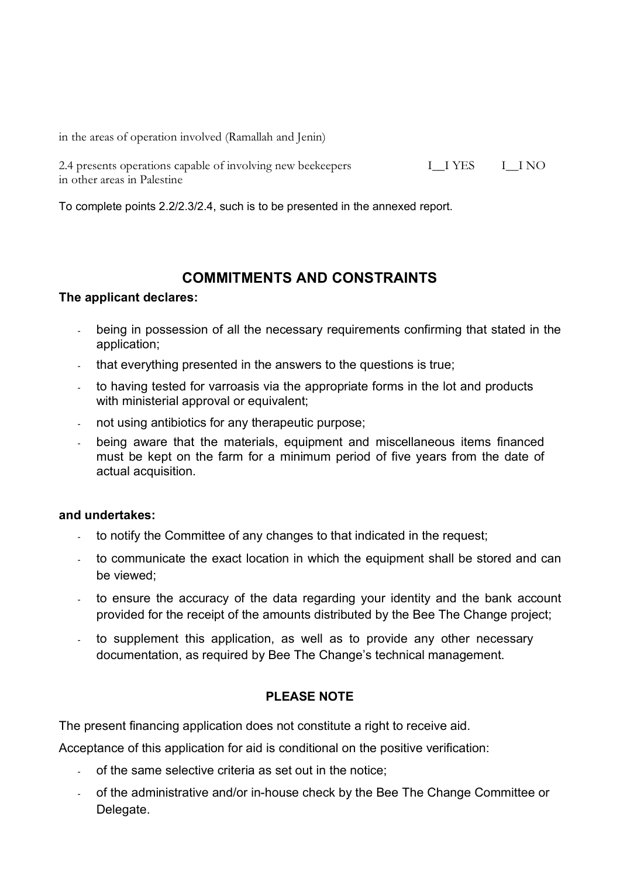in the areas of operation involved (Ramallah and Jenin)

2.4 presents operations capable of involving new beekeepers in other areas in Palestine I__I YES I__I NO

To complete points 2.2/2.3/2.4, such is to be presented in the annexed report.

## COMMITMENTS AND CONSTRAINTS

**The applicant declares:**

- being in possession of all the necessary requirements confirming that stated in the application;
- that everything presented in the answers to the questions is true;
- to having tested for varroasis via the appropriate forms in the lot and products with ministerial approval or equivalent;
- not using antibiotics for any therapeutic purpose;
- being aware that the materials, equipment and miscellaneous items financed must be kept on the farm for a minimum period of five years from the date of actual acquisition.

**and undertakes:**

- to notify the Committee of any changes to that indicated in the request;
- to communicate the exact location in which the equipment shall be stored and can be viewed;
- to ensure the accuracy of the data regarding your identity and the bank account provided for the receipt of the amounts distributed by the Bee The Change project;
- to supplement this application, as well as to provide any other necessary documentation, as required by Bee The Change's technical management.

**PLEASE NOTE**

The present financing application does not constitute a right to receive aid.

Acceptance of this application for aid is conditional on the positive verification:

- of the same selective criteria as set out in the notice;
- of the administrative and/or in-house check by the Bee The Change Committee or Delegate.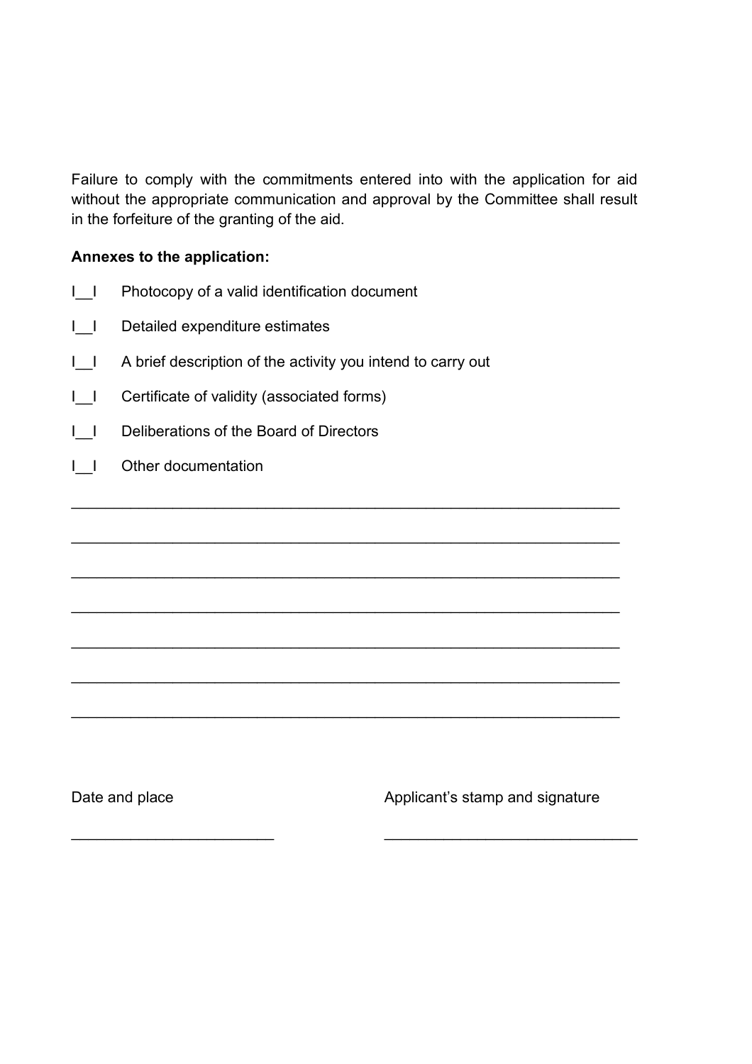Failure to comply with the commitments entered into with the application for aid without the appropriate communication and approval by the Committee shall result in the forfeiture of the granting of the aid.

**Annexes to the application:**

I__I Photocopy of a valid identification document

I__I Detailed expenditure estimates

I__I A brief description of the activity you intend to carry out

I__I Certificate of validity (associated forms)

I__I Deliberations of the Board of Directors

I__I Other documentation

_________________________________________________________________

_________________________________________________________________

_________________________________________________________________

_________________________________________________________________

_________________________________________________________________

_________________________________________________________________

_________________________________________________________________

Date and place

________________________

Applicant's stamp and signature

______________________________